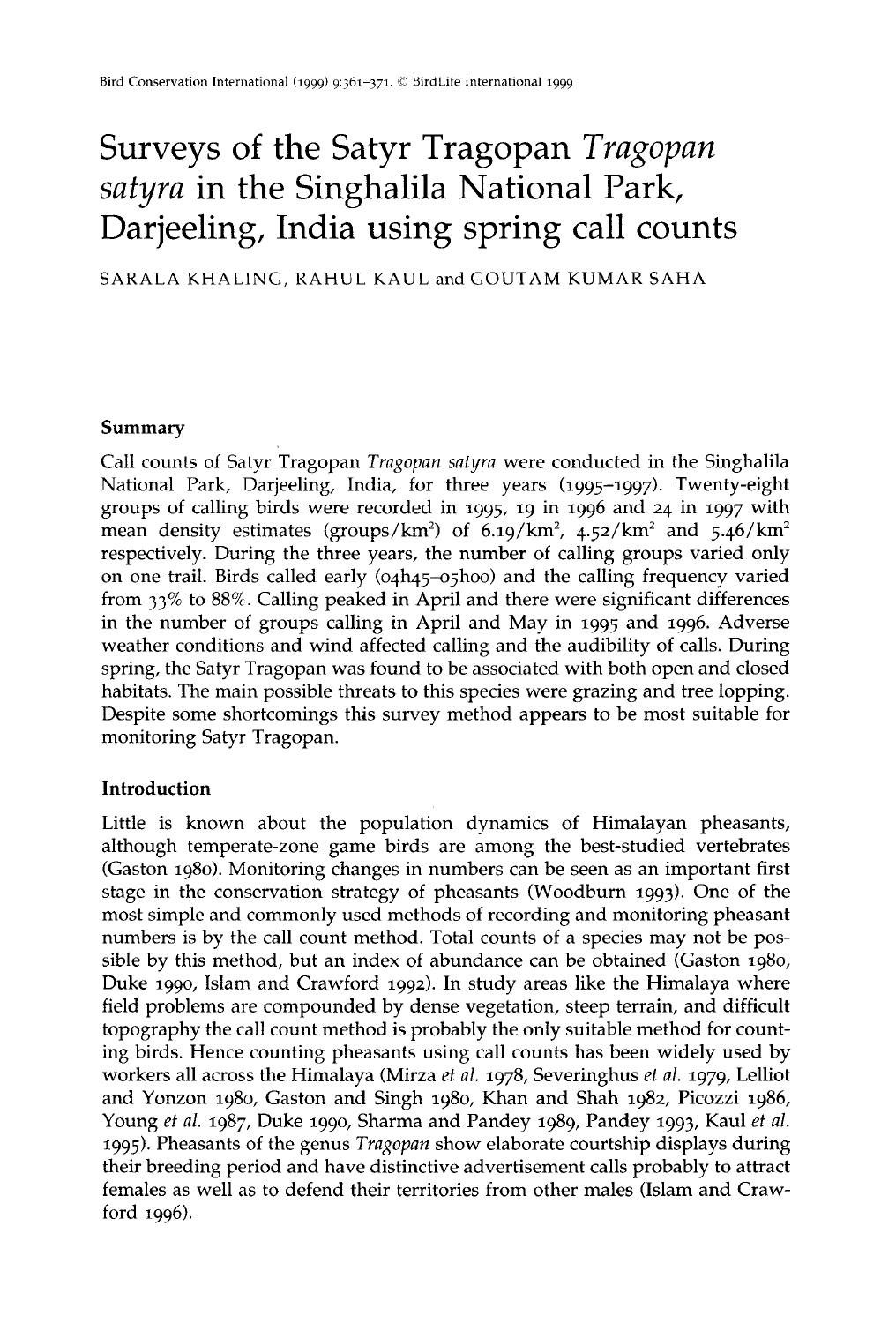# Surveys of the Satyr Tragopan *Tragopan satyra* in the Singhalila National Park, Darjeeling, India using spring call counts

SARALA KHALING, RAHUL KAUL and GOUTAM KUMAR SAHA

## Summary

Call counts of Satyr Tragopan *Tragopan satyra* were conducted in the Singhalila National Park, Darjeeling, India, for three years (1995–1997). Twenty-eight groups of calling birds were recorded in 1995, 19 in 1996 and 24 in 1997 with mean density estimates (groups/km$^2$) of 6.19/km$^2$, 4.52/km$^2$ and 5.46/km$^2$ respectively. During the three years, the number of calling groups varied only on one trail. Birds called early (04h45–05h00) and the calling frequency varied from 33% to 88%. Calling peaked in April and there were significant differences in the number of groups calling in April and May in 1995 and 1996. Adverse weather conditions and wind affected calling and the audibility of calls. During spring, the Satyr Tragopan was found to be associated with both open and closed habitats. The main possible threats to this species were grazing and tree lopping. Despite some shortcomings this survey method appears to be most suitable for monitoring Satyr Tragopan.

## Introduction

Little is known about the population dynamics of Himalayan pheasants, although temperate-zone game birds are among the best-studied vertebrates (Gaston 1980). Monitoring changes in numbers can be seen as an important first stage in the conservation strategy of pheasants (Woodburn 1993). One of the most simple and commonly used methods of recording and monitoring pheasant numbers is by the call count method. Total counts of a species may not be possible by this method, but an index of abundance can be obtained (Gaston 1980, Duke 1990, Islam and Crawford 1992). In study areas like the Himalaya where field problems are compounded by dense vegetation, steep terrain, and difficult topography the call count method is probably the only suitable method for counting birds. Hence counting pheasants using call counts has been widely used by workers all across the Himalaya (Mirza *et al.* 1978, Severinghus *et al.* 1979, Lelliot and Yonzon 1980, Gaston and Singh 1980, Khan and Shah 1982, Picozzi 1986, Young *et al.* 1987, Duke 1990, Sharma and Pandey 1989, Pandey 1993, Kaul *et al.* 1995). Pheasants of the genus *Tragopan* show elaborate courtship displays during their breeding period and have distinctive advertisement calls probably to attract females as well as to defend their territories from other males (Islam and Crawford 1996).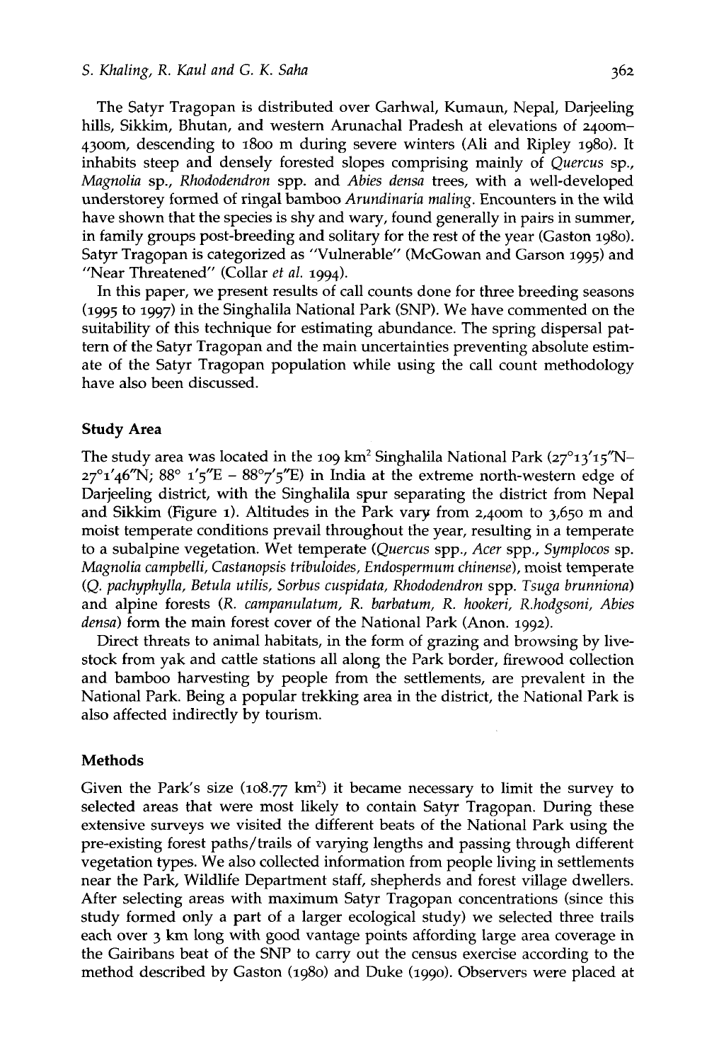The Satyr Tragopan is distributed over Garhwal, Kumaun, Nepal, Darjeeling hills, Sikkim, Bhutan, and western Arunachal Pradesh at elevations of 2400m–4300m, descending to 1800 m during severe winters (Ali and Ripley 1980). It inhabits steep and densely forested slopes comprising mainly of *Quercus* sp., *Magnolia* sp., *Rhododendron* spp. and *Abies densa* trees, with a well-developed understorey formed of ringal bamboo *Arundinaria maling*. Encounters in the wild have shown that the species is shy and wary, found generally in pairs in summer, in family groups post-breeding and solitary for the rest of the year (Gaston 1980). Satyr Tragopan is categorized as "Vulnerable" (McGowan and Garson 1995) and "Near Threatened" (Collar *et al.* 1994).

In this paper, we present results of call counts done for three breeding seasons (1995 to 1997) in the Singhalila National Park (SNP). We have commented on the suitability of this technique for estimating abundance. The spring dispersal pattern of the Satyr Tragopan and the main uncertainties preventing absolute estimate of the Satyr Tragopan population while using the call count methodology have also been discussed.

## Study Area

The study area was located in the 109 km$^2$ Singhalila National Park (27°13′15″N–27°1′46″N; 88° 1′5″E – 88°7′5″E) in India at the extreme north-western edge of Darjeeling district, with the Singhalila spur separating the district from Nepal and Sikkim (Figure 1). Altitudes in the Park vary from 2,400m to 3,650 m and moist temperate conditions prevail throughout the year, resulting in a temperate to a subalpine vegetation. Wet temperate (*Quercus* spp., *Acer* spp., *Symplocos* sp. *Magnolia campbelli*, *Castanopsis tribuloides*, *Endospermum chinense*), moist temperate (*Q. pachyphylla*, *Betula utilis*, *Sorbus cuspidata*, *Rhododendron* spp. *Tsuga brunniona*) and alpine forests (*R. campanulatum*, *R. barbatum*, *R. hookeri*, *R.hodgsoni*, *Abies densa*) form the main forest cover of the National Park (Anon. 1992).

Direct threats to animal habitats, in the form of grazing and browsing by livestock from yak and cattle stations all along the Park border, firewood collection and bamboo harvesting by people from the settlements, are prevalent in the National Park. Being a popular trekking area in the district, the National Park is also affected indirectly by tourism.

## Methods

Given the Park's size (108.77 km$^2$) it became necessary to limit the survey to selected areas that were most likely to contain Satyr Tragopan. During these extensive surveys we visited the different beats of the National Park using the pre-existing forest paths/trails of varying lengths and passing through different vegetation types. We also collected information from people living in settlements near the Park, Wildlife Department staff, shepherds and forest village dwellers. After selecting areas with maximum Satyr Tragopan concentrations (since this study formed only a part of a larger ecological study) we selected three trails each over 3 km long with good vantage points affording large area coverage in the Gairibans beat of the SNP to carry out the census exercise according to the method described by Gaston (1980) and Duke (1990). Observers were placed at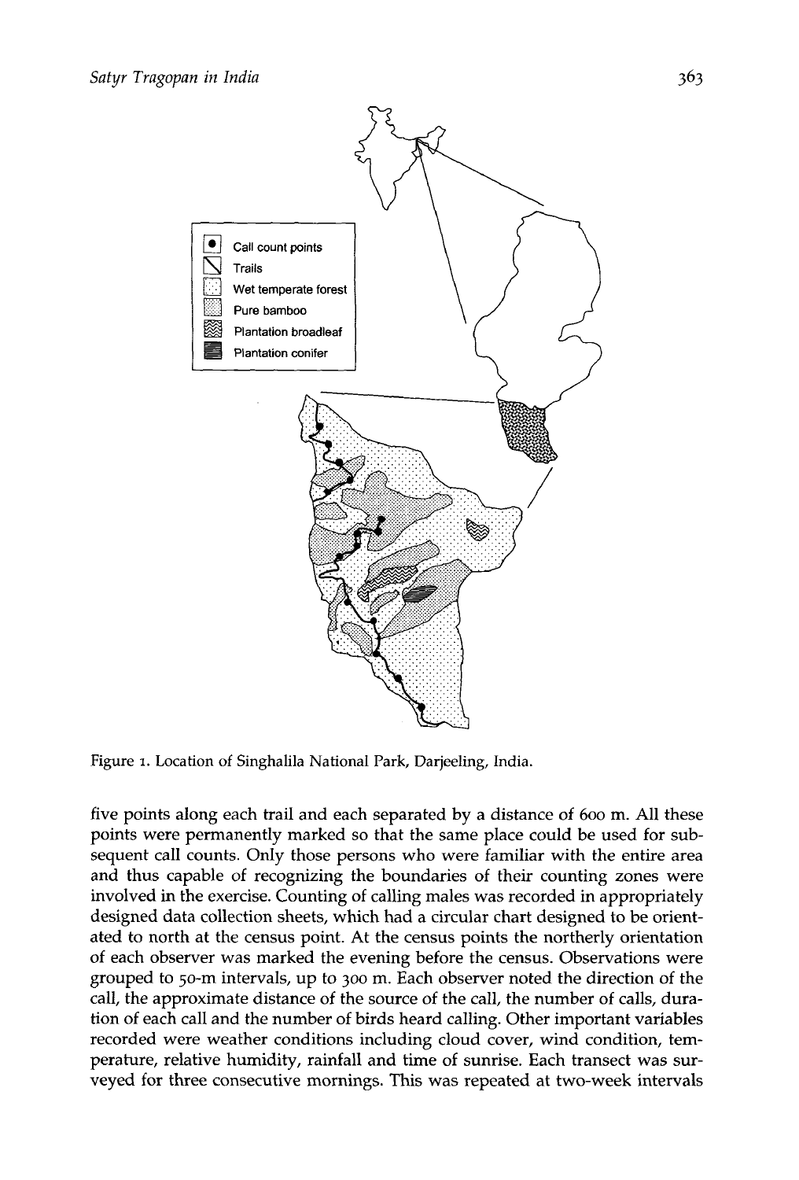Figure 1. Location of Singhalila National Park, Darjeeling, India.

five points along each trail and each separated by a distance of 600 m. All these points were permanently marked so that the same place could be used for subsequent call counts. Only those persons who were familiar with the entire area and thus capable of recognizing the boundaries of their counting zones were involved in the exercise. Counting of calling males was recorded in appropriately designed data collection sheets, which had a circular chart designed to be orientated to north at the census point. At the census points the northerly orientation of each observer was marked the evening before the census. Observations were grouped to 50-m intervals, up to 300 m. Each observer noted the direction of the call, the approximate distance of the source of the call, the number of calls, duration of each call and the number of birds heard calling. Other important variables recorded were weather conditions including cloud cover, wind condition, temperature, relative humidity, rainfall and time of sunrise. Each transect was surveyed for three consecutive mornings. This was repeated at two-week intervals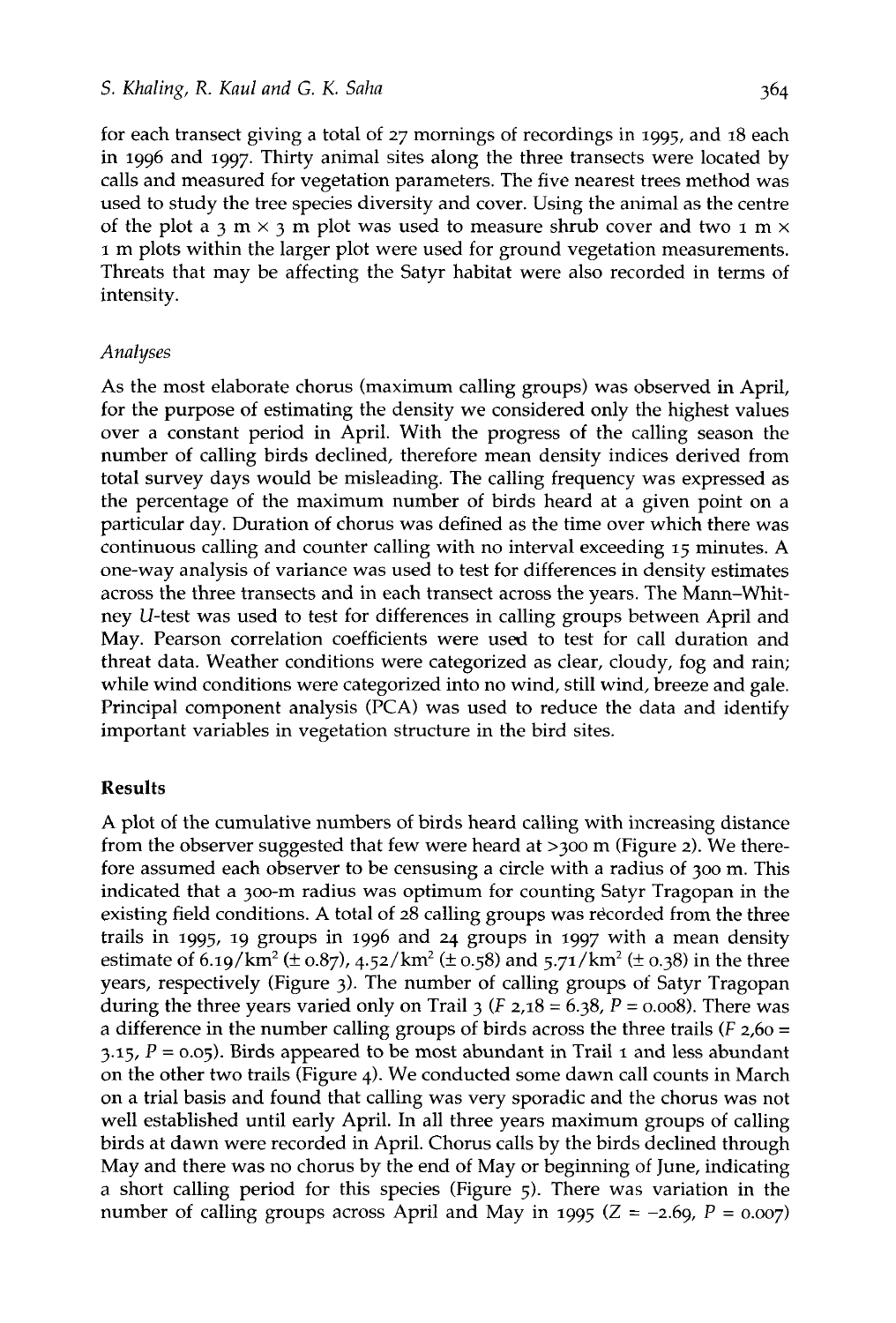for each transect giving a total of 27 mornings of recordings in 1995, and 18 each in 1996 and 1997. Thirty animal sites along the three transects were located by calls and measured for vegetation parameters. The five nearest trees method was used to study the tree species diversity and cover. Using the animal as the centre of the plot a 3 m × 3 m plot was used to measure shrub cover and two 1 m × 1 m plots within the larger plot were used for ground vegetation measurements. Threats that may be affecting the Satyr habitat were also recorded in terms of intensity.

### *Analyses*

As the most elaborate chorus (maximum calling groups) was observed in April, for the purpose of estimating the density we considered only the highest values over a constant period in April. With the progress of the calling season the number of calling birds declined, therefore mean density indices derived from total survey days would be misleading. The calling frequency was expressed as the percentage of the maximum number of birds heard at a given point on a particular day. Duration of chorus was defined as the time over which there was continuous calling and counter calling with no interval exceeding 15 minutes. A one-way analysis of variance was used to test for differences in density estimates across the three transects and in each transect across the years. The Mann–Whitney *U*-test was used to test for differences in calling groups between April and May. Pearson correlation coefficients were used to test for call duration and threat data. Weather conditions were categorized as clear, cloudy, fog and rain; while wind conditions were categorized into no wind, still wind, breeze and gale. Principal component analysis (PCA) was used to reduce the data and identify important variables in vegetation structure in the bird sites.

## Results

A plot of the cumulative numbers of birds heard calling with increasing distance from the observer suggested that few were heard at >300 m (Figure 2). We therefore assumed each observer to be censusing a circle with a radius of 300 m. This indicated that a 300-m radius was optimum for counting Satyr Tragopan in the existing field conditions. A total of 28 calling groups was recorded from the three trails in 1995, 19 groups in 1996 and 24 groups in 1997 with a mean density estimate of $6.19/km^2$ (± 0.87), $4.52/km^2$ (± 0.58) and $5.71/km^2$ (± 0.38) in the three years, respectively (Figure 3). The number of calling groups of Satyr Tragopan during the three years varied only on Trail 3 ($F_{2,18} = 6.38$, $P = 0.008$). There was a difference in the number calling groups of birds across the three trails ($F_{2,60} = 3.15$, $P = 0.05$). Birds appeared to be most abundant in Trail 1 and less abundant on the other two trails (Figure 4). We conducted some dawn call counts in March on a trial basis and found that calling was very sporadic and the chorus was not well established until early April. In all three years maximum groups of calling birds at dawn were recorded in April. Chorus calls by the birds declined through May and there was no chorus by the end of May or beginning of June, indicating a short calling period for this species (Figure 5). There was variation in the number of calling groups across April and May in 1995 ($Z = -2.69$, $P = 0.007$)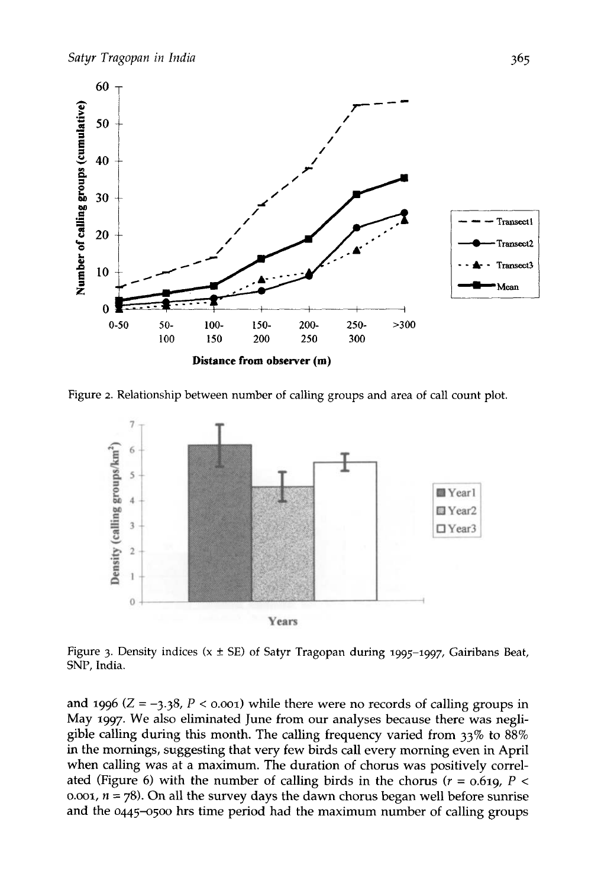Figure 2. Relationship between number of calling groups and area of call count plot.

Figure 3. Density indices (x ± SE) of Satyr Tragopan during 1995–1997, Gairibans Beat, SNP, India.

and 1996 ($Z = -3.38$, $P < 0.001$) while there were no records of calling groups in May 1997. We also eliminated June from our analyses because there was negligible calling during this month. The calling frequency varied from 33% to 88% in the mornings, suggesting that very few birds call every morning even in April when calling was at a maximum. The duration of chorus was positively correlated (Figure 6) with the number of calling birds in the chorus ($r = 0.619$, $P < 0.001$, $n = 78$). On all the survey days the dawn chorus began well before sunrise and the 0445–0500 hrs time period had the maximum number of calling groups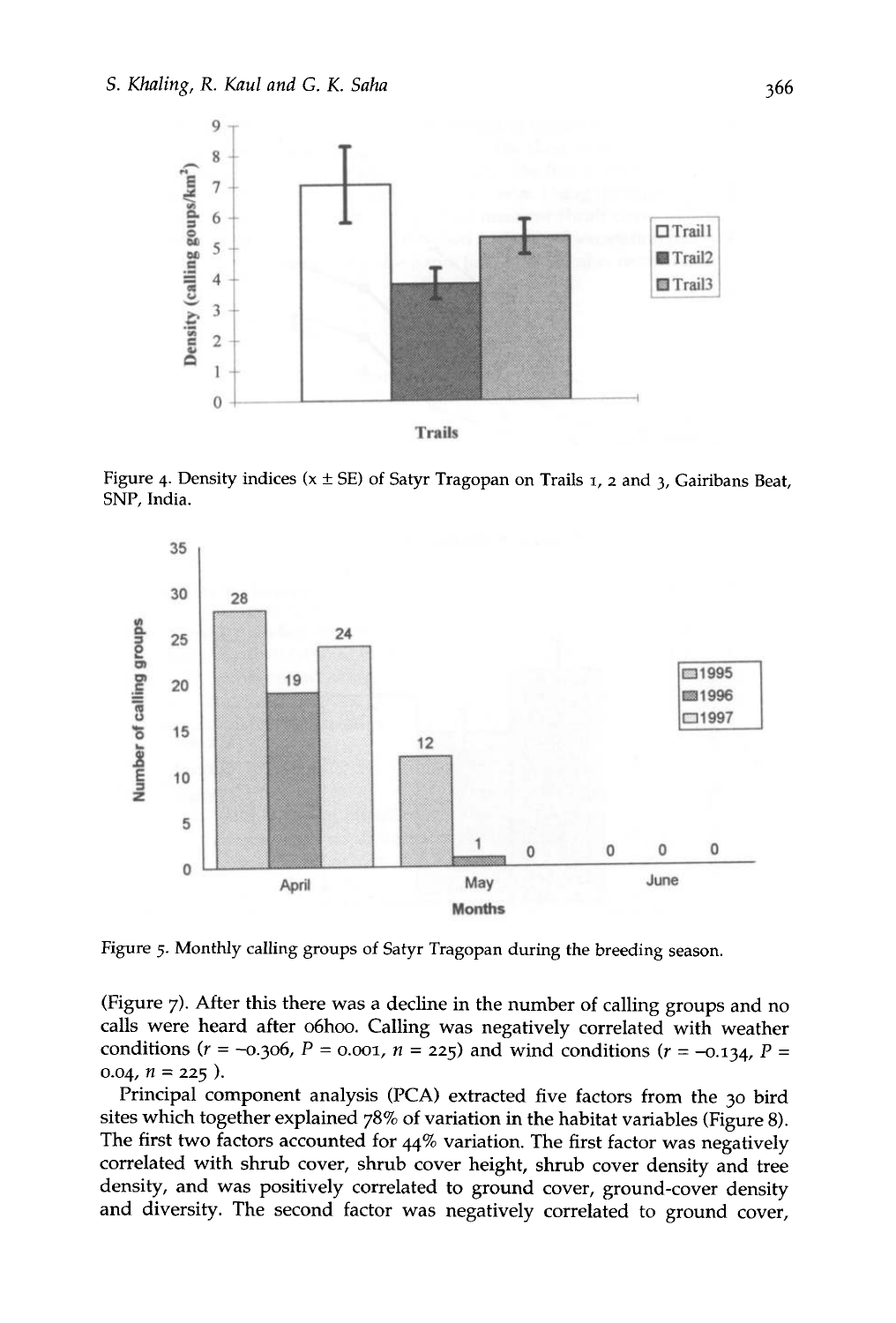Figure 4. Density indices (x ± SE) of Satyr Tragopan on Trails 1, 2 and 3, Gairibans Beat, SNP, India.

Figure 5. Monthly calling groups of Satyr Tragopan during the breeding season.

(Figure 7). After this there was a decline in the number of calling groups and no calls were heard after 06h00. Calling was negatively correlated with weather conditions ($r = -0.306$, $P = 0.001$, $n = 225$) and wind conditions ($r = -0.134$, $P = 0.04$, $n = 225$ ).

Principal component analysis (PCA) extracted five factors from the 30 bird sites which together explained 78% of variation in the habitat variables (Figure 8). The first two factors accounted for 44% variation. The first factor was negatively correlated with shrub cover, shrub cover height, shrub cover density and tree density, and was positively correlated to ground cover, ground-cover density and diversity. The second factor was negatively correlated to ground cover,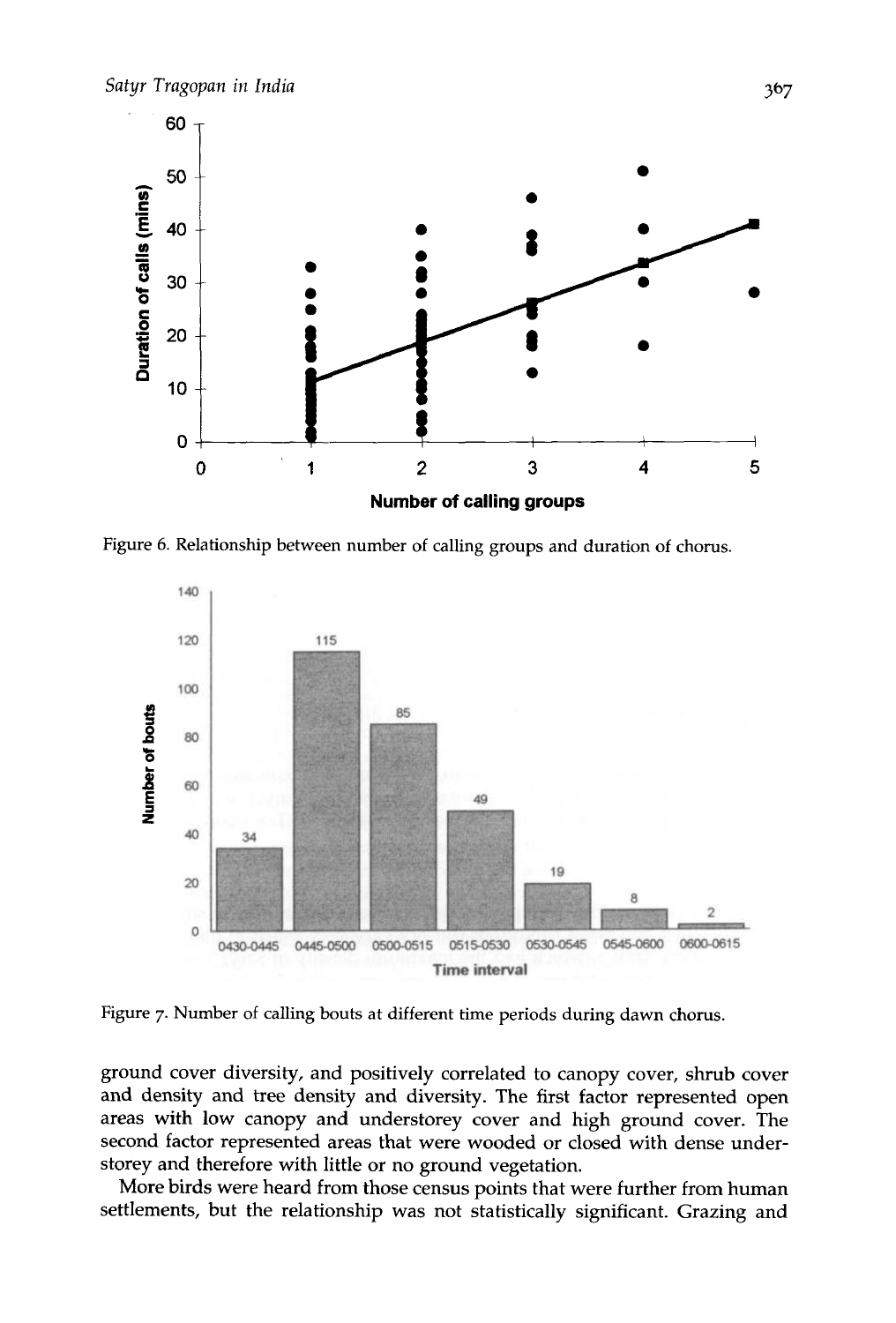Figure 6. Relationship between number of calling groups and duration of chorus.

Figure 7. Number of calling bouts at different time periods during dawn chorus.

ground cover diversity, and positively correlated to canopy cover, shrub cover and density and tree density and diversity. The first factor represented open areas with low canopy and understorey cover and high ground cover. The second factor represented areas that were wooded or closed with dense understorey and therefore with little or no ground vegetation.

More birds were heard from those census points that were further from human settlements, but the relationship was not statistically significant. Grazing and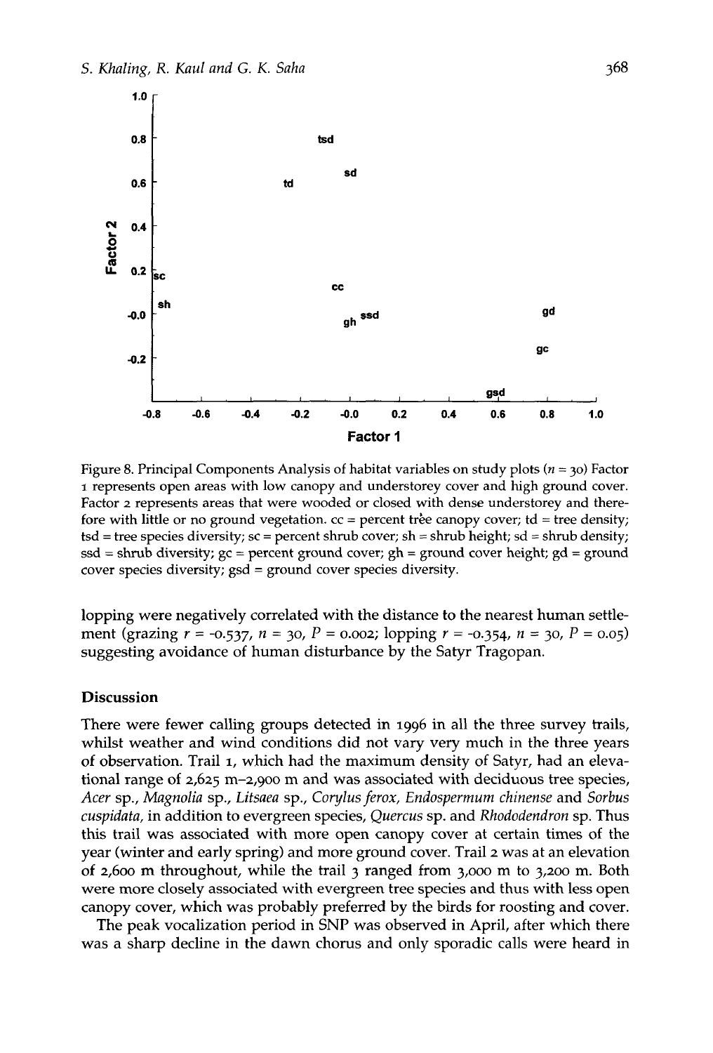Figure 8. Principal Components Analysis of habitat variables on study plots ($n = 30$) Factor 1 represents open areas with low canopy and understorey cover and high ground cover. Factor 2 represents areas that were wooded or closed with dense understorey and therefore with little or no ground vegetation. cc = percent tree canopy cover; td = tree density; tsd = tree species diversity; sc = percent shrub cover; sh = shrub height; sd = shrub density; ssd = shrub diversity; gc = percent ground cover; gh = ground cover height; gd = ground cover species diversity; gsd = ground cover species diversity.

lopping were negatively correlated with the distance to the nearest human settlement (grazing $r = -0.537$, $n = 30$, $P = 0.002$; lopping $r = -0.354$, $n = 30$, $P = 0.05$) suggesting avoidance of human disturbance by the Satyr Tragopan.

## Discussion

There were fewer calling groups detected in 1996 in all the three survey trails, whilst weather and wind conditions did not vary very much in the three years of observation. Trail 1, which had the maximum density of Satyr, had an elevational range of 2,625 m–2,900 m and was associated with deciduous tree species, *Acer* sp., *Magnolia* sp., *Litsaea* sp., *Corylus ferox*, *Endospermum chinense* and *Sorbus cuspidata*, in addition to evergreen species, *Quercus* sp. and *Rhododendron* sp. Thus this trail was associated with more open canopy cover at certain times of the year (winter and early spring) and more ground cover. Trail 2 was at an elevation of 2,600 m throughout, while the trail 3 ranged from 3,000 m to 3,200 m. Both were more closely associated with evergreen tree species and thus with less open canopy cover, which was probably preferred by the birds for roosting and cover.

The peak vocalization period in SNP was observed in April, after which there was a sharp decline in the dawn chorus and only sporadic calls were heard in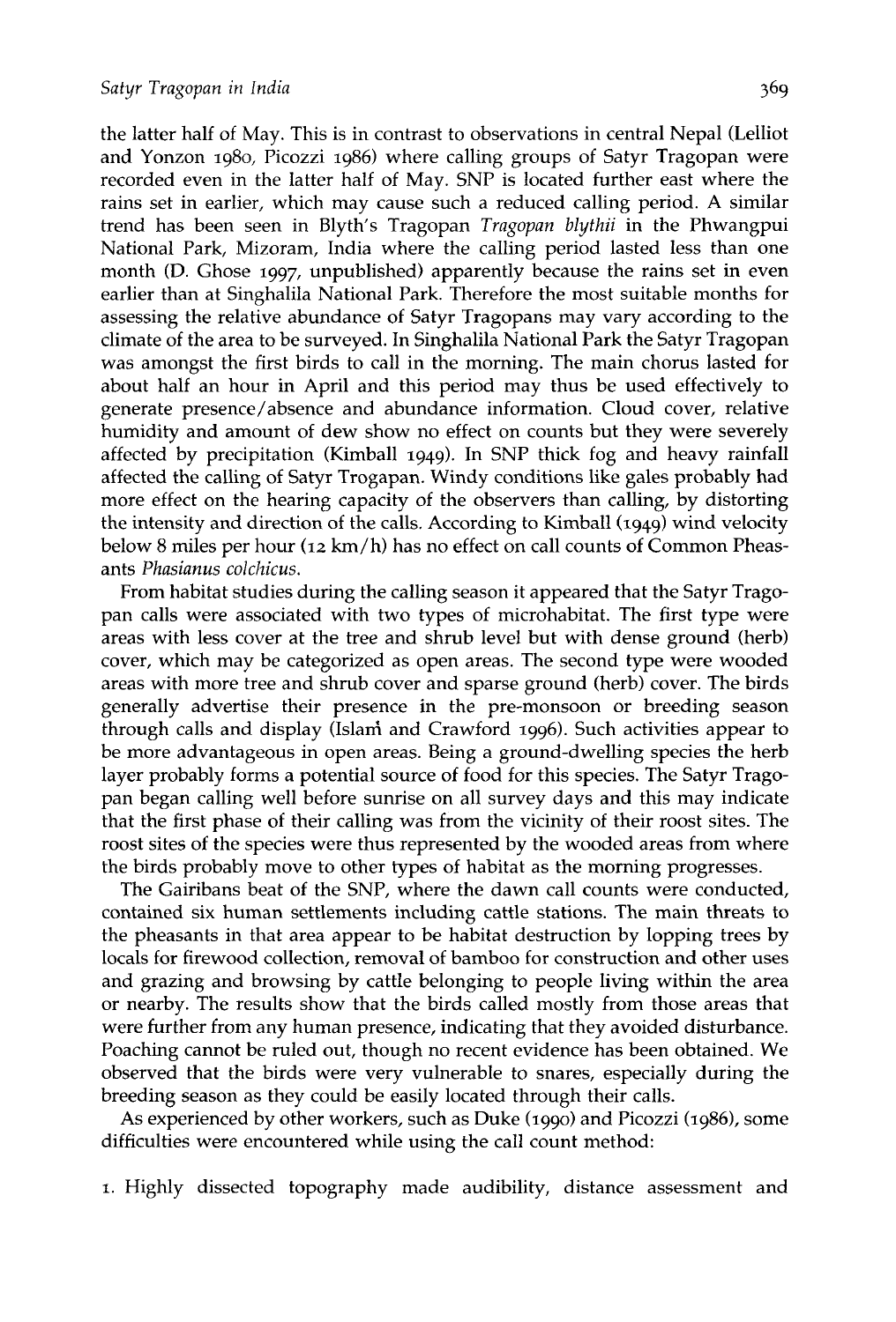the latter half of May. This is in contrast to observations in central Nepal (Lelliot and Yonzon 1980, Picozzi 1986) where calling groups of Satyr Tragopan were recorded even in the latter half of May. SNP is located further east where the rains set in earlier, which may cause such a reduced calling period. A similar trend has been seen in Blyth's Tragopan *Tragopan blythii* in the Phwangpui National Park, Mizoram, India where the calling period lasted less than one month (D. Ghose 1997, unpublished) apparently because the rains set in even earlier than at Singhalila National Park. Therefore the most suitable months for assessing the relative abundance of Satyr Tragopans may vary according to the climate of the area to be surveyed. In Singhalila National Park the Satyr Tragopan was amongst the first birds to call in the morning. The main chorus lasted for about half an hour in April and this period may thus be used effectively to generate presence/absence and abundance information. Cloud cover, relative humidity and amount of dew show no effect on counts but they were severely affected by precipitation (Kimball 1949). In SNP thick fog and heavy rainfall affected the calling of Satyr Trogapan. Windy conditions like gales probably had more effect on the hearing capacity of the observers than calling, by distorting the intensity and direction of the calls. According to Kimball (1949) wind velocity below 8 miles per hour (12 km/h) has no effect on call counts of Common Pheasants *Phasianus colchicus*.

From habitat studies during the calling season it appeared that the Satyr Tragopan calls were associated with two types of microhabitat. The first type were areas with less cover at the tree and shrub level but with dense ground (herb) cover, which may be categorized as open areas. The second type were wooded areas with more tree and shrub cover and sparse ground (herb) cover. The birds generally advertise their presence in the pre-monsoon or breeding season through calls and display (Islam and Crawford 1996). Such activities appear to be more advantageous in open areas. Being a ground-dwelling species the herb layer probably forms a potential source of food for this species. The Satyr Tragopan began calling well before sunrise on all survey days and this may indicate that the first phase of their calling was from the vicinity of their roost sites. The roost sites of the species were thus represented by the wooded areas from where the birds probably move to other types of habitat as the morning progresses.

The Gairibans beat of the SNP, where the dawn call counts were conducted, contained six human settlements including cattle stations. The main threats to the pheasants in that area appear to be habitat destruction by lopping trees by locals for firewood collection, removal of bamboo for construction and other uses and grazing and browsing by cattle belonging to people living within the area or nearby. The results show that the birds called mostly from those areas that were further from any human presence, indicating that they avoided disturbance. Poaching cannot be ruled out, though no recent evidence has been obtained. We observed that the birds were very vulnerable to snares, especially during the breeding season as they could be easily located through their calls.

As experienced by other workers, such as Duke (1990) and Picozzi (1986), some difficulties were encountered while using the call count method:

1. Highly dissected topography made audibility, distance assessment and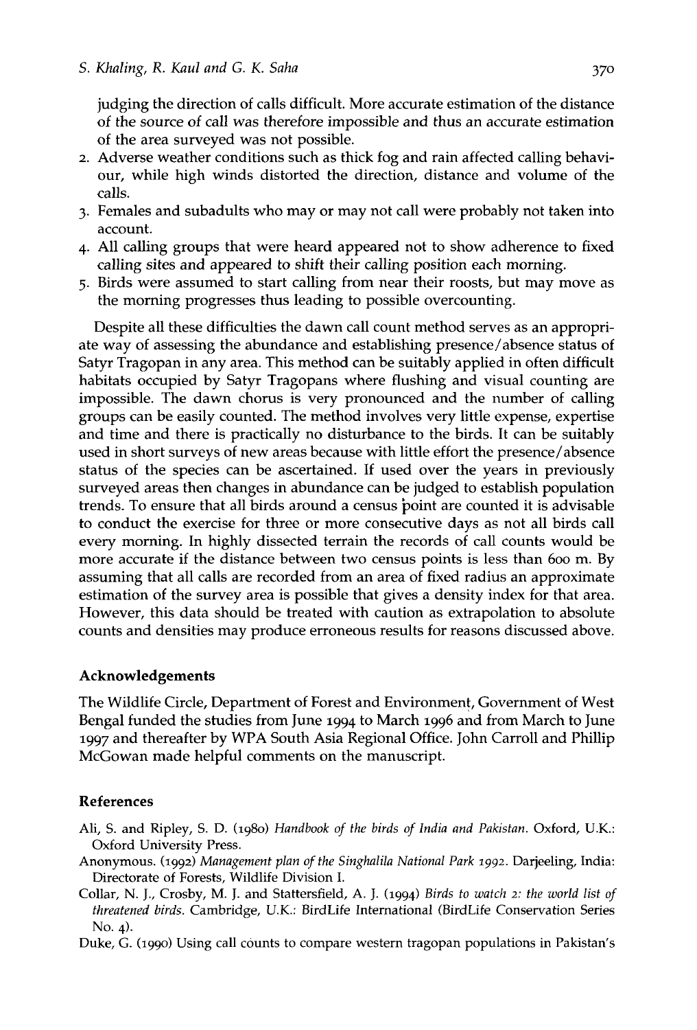judging the direction of calls difficult. More accurate estimation of the distance of the source of call was therefore impossible and thus an accurate estimation of the area surveyed was not possible.

2. Adverse weather conditions such as thick fog and rain affected calling behaviour, while high winds distorted the direction, distance and volume of the calls.
3. Females and subadults who may or may not call were probably not taken into account.
4. All calling groups that were heard appeared not to show adherence to fixed calling sites and appeared to shift their calling position each morning.
5. Birds were assumed to start calling from near their roosts, but may move as the morning progresses thus leading to possible overcounting.

Despite all these difficulties the dawn call count method serves as an appropriate way of assessing the abundance and establishing presence/absence status of Satyr Tragopan in any area. This method can be suitably applied in often difficult habitats occupied by Satyr Tragopans where flushing and visual counting are impossible. The dawn chorus is very pronounced and the number of calling groups can be easily counted. The method involves very little expense, expertise and time and there is practically no disturbance to the birds. It can be suitably used in short surveys of new areas because with little effort the presence/absence status of the species can be ascertained. If used over the years in previously surveyed areas then changes in abundance can be judged to establish population trends. To ensure that all birds around a census point are counted it is advisable to conduct the exercise for three or more consecutive days as not all birds call every morning. In highly dissected terrain the records of call counts would be more accurate if the distance between two census points is less than 600 m. By assuming that all calls are recorded from an area of fixed radius an approximate estimation of the survey area is possible that gives a density index for that area. However, this data should be treated with caution as extrapolation to absolute counts and densities may produce erroneous results for reasons discussed above.

## Acknowledgements

The Wildlife Circle, Department of Forest and Environment, Government of West Bengal funded the studies from June 1994 to March 1996 and from March to June 1997 and thereafter by WPA South Asia Regional Office. John Carroll and Phillip McGowan made helpful comments on the manuscript.

## References

Ali, S. and Ripley, S. D. (1980) *Handbook of the birds of India and Pakistan*. Oxford, U.K.: Oxford University Press.

Anonymous. (1992) *Management plan of the Singhalila National Park 1992*. Darjeeling, India: Directorate of Forests, Wildlife Division I.

Collar, N. J., Crosby, M. J. and Stattersfield, A. J. (1994) *Birds to watch 2: the world list of threatened birds*. Cambridge, U.K.: BirdLife International (BirdLife Conservation Series No. 4).

Duke, G. (1990) Using call counts to compare western tragopan populations in Pakistan's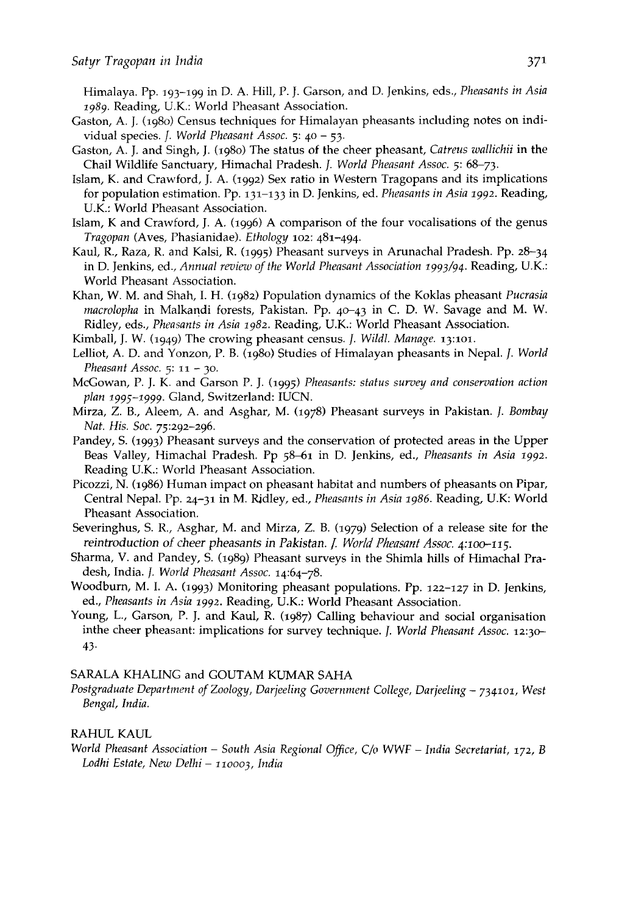Himalaya. Pp. 193–199 in D. A. Hill, P. J. Garson, and D. Jenkins, eds., *Pheasants in Asia 1989*. Reading, U.K.: World Pheasant Association.

Gaston, A. J. (1980) Census techniques for Himalayan pheasants including notes on individual species. *J. World Pheasant Assoc.* 5: 40 – 53.

Gaston, A. J. and Singh, J. (1980) The status of the cheer pheasant, *Catreus wallichii* in the Chail Wildlife Sanctuary, Himachal Pradesh. *J. World Pheasant Assoc.* 5: 68–73.

Islam, K. and Crawford, J. A. (1992) Sex ratio in Western Tragopans and its implications for population estimation. Pp. 131–133 in D. Jenkins, ed. *Pheasants in Asia 1992*. Reading, U.K.: World Pheasant Association.

Islam, K and Crawford, J. A. (1996) A comparison of the four vocalisations of the genus *Tragopan* (Aves, Phasianidae). *Ethology* 102: 481–494.

Kaul, R., Raza, R. and Kalsi, R. (1995) Pheasant surveys in Arunachal Pradesh. Pp. 28–34 in D. Jenkins, ed., *Annual review of the World Pheasant Association 1993/94*. Reading, U.K.: World Pheasant Association.

Khan, W. M. and Shah, I. H. (1982) Population dynamics of the Koklas pheasant *Pucrasia macrolopha* in Malkandi forests, Pakistan. Pp. 40–43 in C. D. W. Savage and M. W. Ridley, eds., *Pheasants in Asia 1982*. Reading, U.K.: World Pheasant Association.

Kimball, J. W. (1949) The crowing pheasant census. *J. Wildl. Manage.* 13:101.

Lelliot, A. D. and Yonzon, P. B. (1980) Studies of Himalayan pheasants in Nepal. *J. World Pheasant Assoc.* 5: 11 – 30.

McGowan, P. J. K. and Garson P. J. (1995) *Pheasants: status survey and conservation action plan 1995–1999*. Gland, Switzerland: IUCN.

Mirza, Z. B., Aleem, A. and Asghar, M. (1978) Pheasant surveys in Pakistan. *J. Bombay Nat. His. Soc.* 75:292–296.

Pandey, S. (1993) Pheasant surveys and the conservation of protected areas in the Upper Beas Valley, Himachal Pradesh. Pp 58–61 in D. Jenkins, ed., *Pheasants in Asia 1992*. Reading U.K.: World Pheasant Association.

Picozzi, N. (1986) Human impact on pheasant habitat and numbers of pheasants on Pipar, Central Nepal. Pp. 24–31 in M. Ridley, ed., *Pheasants in Asia 1986*. Reading, U.K: World Pheasant Association.

Severinghus, S. R., Asghar, M. and Mirza, Z. B. (1979) Selection of a release site for the reintroduction of cheer pheasants in Pakistan. *J. World Pheasant Assoc.* 4:100–115.

Sharma, V. and Pandey, S. (1989) Pheasant surveys in the Shimla hills of Himachal Pradesh, India. *J. World Pheasant Assoc.* 14:64–78.

Woodburn, M. I. A. (1993) Monitoring pheasant populations. Pp. 122–127 in D. Jenkins, ed., *Pheasants in Asia 1992*. Reading, U.K.: World Pheasant Association.

Young, L., Garson, P. J. and Kaul, R. (1987) Calling behaviour and social organisation inthe cheer pheasant: implications for survey technique. *J. World Pheasant Assoc.* 12:30–43.

SARALA KHALING and GOUTAM KUMAR SAHA

*Postgraduate Department of Zoology, Darjeeling Government College, Darjeeling – 734101, West Bengal, India.*

RAHUL KAUL

*World Pheasant Association – South Asia Regional Office, C/o WWF – India Secretariat, 172, B Lodhi Estate, New Delhi – 110003, India*